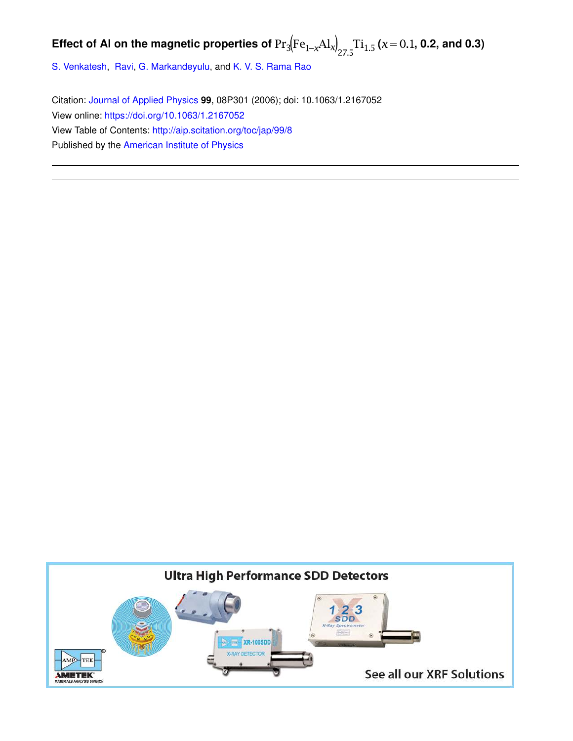# Effect of Al on the magnetic properties of $Pr_3(Fe_{1-x}Al_x)_{27.5}Ti_{1.5}$ ($x = 0.1$, 0.2, and 0.3)

S. Venkatesh, Ravi, G. Markandeyulu, and K. V. S. Rama Rao

Citation: Journal of Applied Physics **99**, 08P301 (2006); doi: 10.1063/1.2167052

View online: https://doi.org/10.1063/1.2167052

View Table of Contents: http://aip.scitation.org/toc/jap/99/8

Published by the American Institute of Physics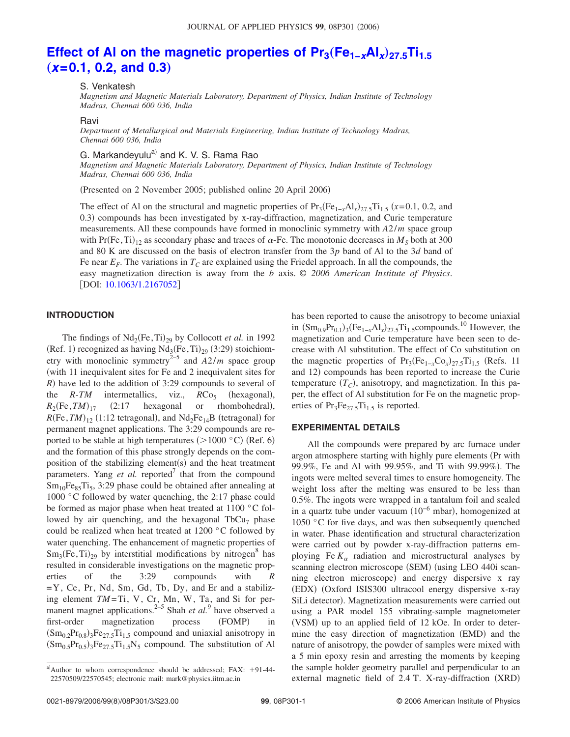# Effect of Al on the magnetic properties of $Pr_3(Fe_{1-x}Al_x)_{27.5}Ti_{1.5}$ ($x$=0.1, 0.2, and 0.3)

S. Venkatesh
*Magnetism and Magnetic Materials Laboratory, Department of Physics, Indian Institute of Technology Madras, Chennai 600 036, India*

Ravi
*Department of Metallurgical and Materials Engineering, Indian Institute of Technology Madras, Chennai 600 036, India*

G. Markandeyulu[a] and K. V. S. Rama Rao
*Magnetism and Magnetic Materials Laboratory, Department of Physics, Indian Institute of Technology Madras, Chennai 600 036, India*

(Presented on 2 November 2005; published online 20 April 2006)

The effect of Al on the structural and magnetic properties of $Pr_3(Fe_{1-x}Al_x)_{27.5}Ti_{1.5}$ ($x$=0.1, 0.2, and 0.3) compounds has been investigated by x-ray-diffraction, magnetization, and Curie temperature measurements. All these compounds have formed in monoclinic symmetry with $A2/m$ space group with $Pr(Fe,Ti)_{12}$ as secondary phase and traces of $\alpha$-Fe. The monotonic decreases in $M_S$ both at 300 and 80 K are discussed on the basis of electron transfer from the 3$p$ band of Al to the 3$d$ band of Fe near $E_F$. The variations in $T_C$ are explained using the Friedel approach. In all the compounds, the easy magnetization direction is away from the $b$ axis. © *2006 American Institute of Physics*. [DOI: 10.1063/1.2167052]

## INTRODUCTION

The findings of $Nd_2(Fe,Ti)_{29}$ by Collocott *et al.* in 1992 (Ref. 1) recognized as having $Nd_3(Fe,Ti)_{29}$ (3:29) stoichiometry with monoclinic symmetry[2–5] and $A2/m$ space group (with 11 inequivalent sites for Fe and 2 inequivalent sites for $R$) have led to the addition of 3:29 compounds to several of the *R-TM* intermetallics, viz., $RCo_5$ (hexagonal), $R_2(Fe,TM)_{17}$ (2:17 hexagonal or rhombohedral), $R(Fe,TM)_{12}$ (1:12 tetragonal), and $Nd_2Fe_{14}B$ (tetragonal) for permanent magnet applications. The 3:29 compounds are reported to be stable at high temperatures (>1000 °C) (Ref. 6) and the formation of this phase strongly depends on the composition of the stabilizing element(s) and the heat treatment parameters. Yang *et al.* reported[7] that from the compound $Sm_{10}Fe_{85}Ti_5$, 3:29 phase could be obtained after annealing at 1000 °C followed by water quenching, the 2:17 phase could be formed as major phase when heat treated at 1100 °C followed by air quenching, and the hexagonal $TbCu_7$ phase could be realized when heat treated at 1200 °C followed by water quenching. The enhancement of magnetic properties of $Sm_3(Fe,Ti)_{29}$ by interstitial modifications by nitrogen[8] has resulted in considerable investigations on the magnetic properties of the 3:29 compounds with $R$ =Y, Ce, Pr, Nd, Sm, Gd, Tb, Dy, and Er and a stabilizing element $TM$=Ti, V, Cr, Mn, W, Ta, and Si for permanent magnet applications.[2–5] Shah *et al.*[9] have observed a first-order magnetization process (FOMP) in $(Sm_{0.2}Pr_{0.8})_3Fe_{27.5}Ti_{1.5}$ compound and uniaxial anisotropy in $(Sm_{0.5}Pr_{0.5})_3Fe_{27.5}Ti_{1.5}N_5$ compound. The substitution of Al has been reported to cause the anisotropy to become uniaxial in $(Sm_{0.9}Pr_{0.1})_3(Fe_{1-x}Al_x)_{27.5}Ti_{1.5}$compounds.[10] However, the magnetization and Curie temperature have been seen to decrease with Al substitution. The effect of Co substitution on the magnetic properties of $Pr_3(Fe_{1-x}Co_x)_{27.5}Ti_{1.5}$ (Refs. 11 and 12) compounds has been reported to increase the Curie temperature ($T_C$), anisotropy, and magnetization. In this paper, the effect of Al substitution for Fe on the magnetic properties of $Pr_3Fe_{27.5}Ti_{1.5}$ is reported.

## EXPERIMENTAL DETAILS

All the compounds were prepared by arc furnace under argon atmosphere starting with highly pure elements (Pr with 99.9%, Fe and Al with 99.95%, and Ti with 99.99%). The ingots were melted several times to ensure homogeneity. The weight loss after the melting was ensured to be less than 0.5%. The ingots were wrapped in a tantalum foil and sealed in a quartz tube under vacuum ($10^{-6}$ mbar), homogenized at 1050 °C for five days, and was then subsequently quenched in water. Phase identification and structural characterization were carried out by powder x-ray-diffraction patterns employing Fe $K_\alpha$ radiation and microstructural analyses by scanning electron microscope (SEM) (using LEO 440i scanning electron microscope) and energy dispersive x ray (EDX) (Oxford ISIS300 ultracool energy dispersive x-ray SiLi detector). Magnetization measurements were carried out using a PAR model 155 vibrating-sample magnetometer (VSM) up to an applied field of 12 kOe. In order to determine the easy direction of magnetization (EMD) and the nature of anisotropy, the powder of samples were mixed with a 5 min epoxy resin and arresting the moments by keeping the sample holder geometry parallel and perpendicular to an external magnetic field of 2.4 T. X-ray-diffraction (XRD)

[a]Author to whom correspondence should be addressed; FAX: +91-44-22570509/22570545; electronic mail: mark@physics.iitm.ac.in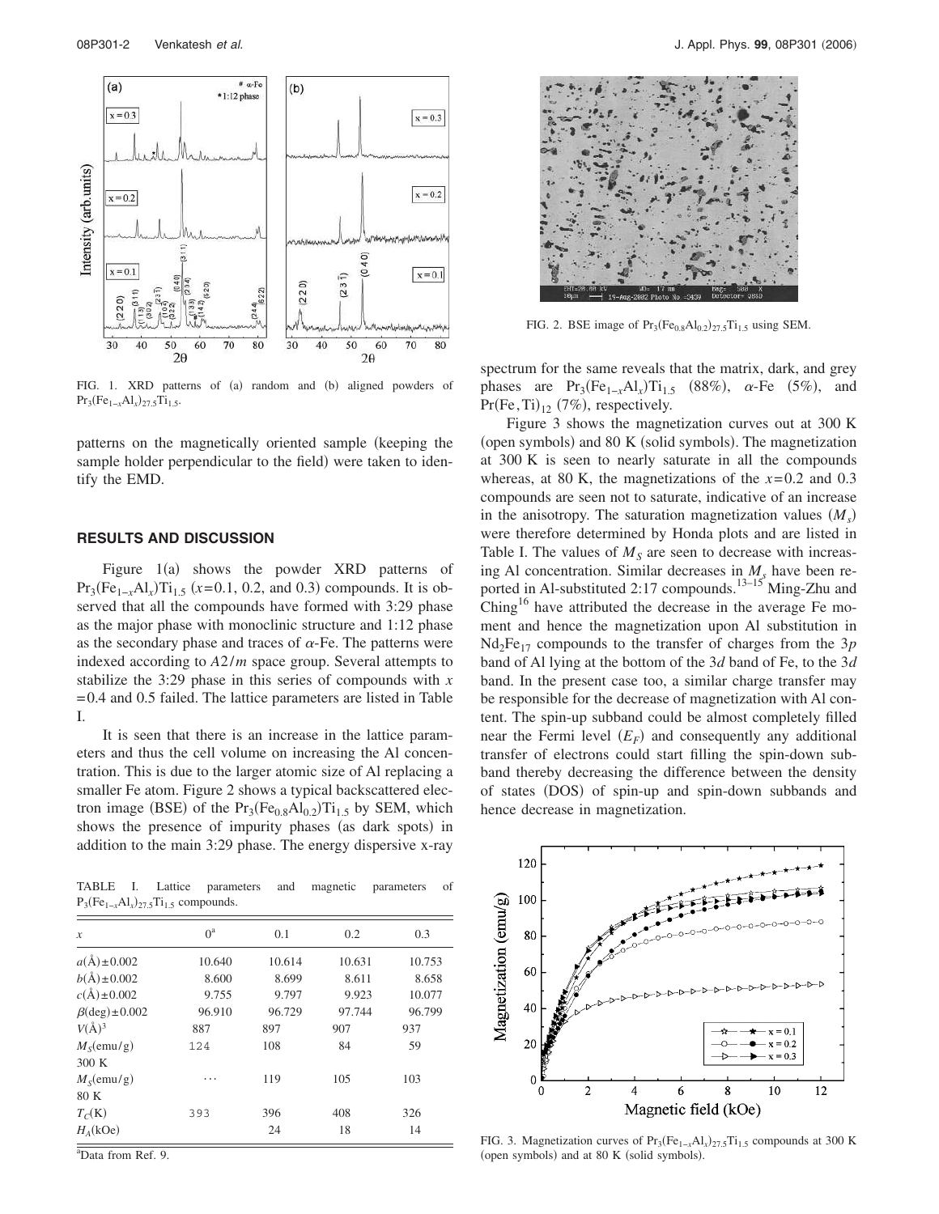FIG. 1. XRD patterns of (a) random and (b) aligned powders of $Pr_3(Fe_{1-x}Al_x)_{27.5}Ti_{1.5}$.

patterns on the magnetically oriented sample (keeping the sample holder perpendicular to the field) were taken to identify the EMD.

## RESULTS AND DISCUSSION

Figure 1(a) shows the powder XRD patterns of $Pr_3(Fe_{1-x}Al_x)Ti_{1.5}$ ($x$=0.1, 0.2, and 0.3) compounds. It is observed that all the compounds have formed with 3:29 phase as the major phase with monoclinic structure and 1:12 phase as the secondary phase and traces of $\alpha$-Fe. The patterns were indexed according to $A2/m$ space group. Several attempts to stabilize the 3:29 phase in this series of compounds with $x$ =0.4 and 0.5 failed. The lattice parameters are listed in Table I.

It is seen that there is an increase in the lattice parameters and thus the cell volume on increasing the Al concentration. This is due to the larger atomic size of Al replacing a smaller Fe atom. Figure 2 shows a typical backscattered electron image (BSE) of the $Pr_3(Fe_{0.8}Al_{0.2})Ti_{1.5}$ by SEM, which shows the presence of impurity phases (as dark spots) in addition to the main 3:29 phase. The energy dispersive x-ray spectrum for the same reveals that the matrix, dark, and grey phases are $Pr_3(Fe_{1-x}Al_x)Ti_{1.5}$ (88%), $\alpha$-Fe (5%), and $Pr(Fe,Ti)_{12}$ (7%), respectively.

TABLE I. Lattice parameters and magnetic parameters of $P_3(Fe_{1-x}Al_x)_{27.5}Ti_{1.5}$ compounds.

| $x$ | 0[a] | 0.1 | 0.2 | 0.3 |
|---|---|---|---|---|
| $a$(Å)±0.002 | 10.640 | 10.614 | 10.631 | 10.753 |
| $b$(Å)±0.002 | 8.600 | 8.699 | 8.611 | 8.658 |
| $c$(Å)±0.002 | 9.755 | 9.797 | 9.923 | 10.077 |
| $\beta$(deg)±0.002 | 96.910 | 96.729 | 97.744 | 96.799 |
| $V$(Å)$^3$ | 887 | 897 | 907 | 937 |
| $M_S$(emu/g) 300 K | 124 | 108 | 84 | 59 |
| $M_S$(emu/g) 80 K | ⋯ | 119 | 105 | 103 |
| $T_C$(K) | 393 | 396 | 408 | 326 |
| $H_A$(kOe) | | 24 | 18 | 14 |

[a]Data from Ref. 9.

FIG. 2. BSE image of $Pr_3(Fe_{0.8}Al_{0.2})_{27.5}Ti_{1.5}$ using SEM.

Figure 3 shows the magnetization curves out at 300 K (open symbols) and 80 K (solid symbols). The magnetization at 300 K is seen to nearly saturate in all the compounds whereas, at 80 K, the magnetizations of the $x$=0.2 and 0.3 compounds are seen not to saturate, indicative of an increase in the anisotropy. The saturation magnetization values ($M_s$) were therefore determined by Honda plots and are listed in Table I. The values of $M_S$ are seen to decrease with increasing Al concentration. Similar decreases in $M_s$ have been reported in Al-substituted 2:17 compounds.[13–15] Ming-Zhu and Ching[16] have attributed the decrease in the average Fe moment and hence the magnetization upon Al substitution in $Nd_2Fe_{17}$ compounds to the transfer of charges from the $3p$ band of Al lying at the bottom of the $3d$ band of Fe, to the $3d$ band. In the present case too, a similar charge transfer may be responsible for the decrease of magnetization with Al content. The spin-up subband could be almost completely filled near the Fermi level ($E_F$) and consequently any additional transfer of electrons could start filling the spin-down subband thereby decreasing the difference between the density of states (DOS) of spin-up and spin-down subbands and hence decrease in magnetization.

FIG. 3. Magnetization curves of $Pr_3(Fe_{1-x}Al_x)_{27.5}Ti_{1.5}$ compounds at 300 K (open symbols) and at 80 K (solid symbols).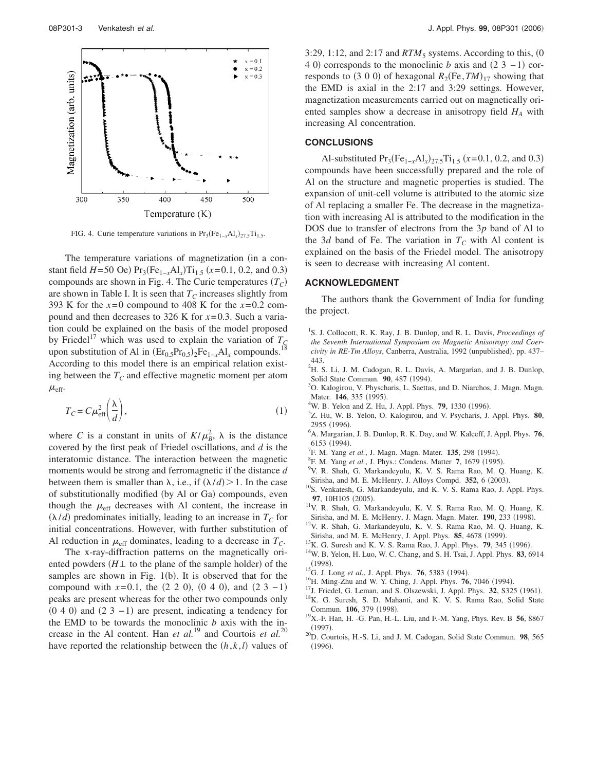Magnetization (arb. units)

★ x = 0.1
● x = 0.2
▶ x = 0.3

300
350
400
450
500

Temperature (K)

FIG. 4. Curie temperature variations in $Pr_3(Fe_{1-x}Al_x)_{27.5}Ti_{1.5}$.

The temperature variations of magnetization (in a constant field $H=50$ Oe) $Pr_3(Fe_{1-x}Al_x)Ti_{1.5}$ ($x=0.1$, 0.2, and 0.3) compounds are shown in Fig. 4. The Curie temperatures ($T_C$) are shown in Table I. It is seen that $T_C$ increases slightly from 393 K for the $x=0$ compound to 408 K for the $x=0.2$ compound and then decreases to 326 K for $x=0.3$. Such a variation could be explained on the basis of the model proposed by Friedel[17] which was used to explain the variation of $T_C$ upon substitution of Al in $(Er_{0.5}Pr_{0.5})_2Fe_{1-x}Al_x$ compounds.[18] According to this model there is an empirical relation existing between the $T_C$ and effective magnetic moment per atom $\mu_{\text{eff}}$.

$$T_C = C\mu_{\text{eff}}^2\left(\frac{\lambda}{d}\right), \tag{1}$$

where $C$ is a constant in units of $K/\mu_B^2$, $\lambda$ is the distance covered by the first peak of Friedel oscillations, and $d$ is the interatomic distance. The interaction between the magnetic moments would be strong and ferromagnetic if the distance $d$ between them is smaller than $\lambda$, i.e., if $(\lambda/d)>1$. In the case of substitutionally modified (by Al or Ga) compounds, even though the $\mu_{\text{eff}}$ decreases with Al content, the increase in $(\lambda/d)$ predominates initially, leading to an increase in $T_C$ for initial concentrations. However, with further substitution of Al reduction in $\mu_{\text{eff}}$ dominates, leading to a decrease in $T_C$.

The x-ray-diffraction patterns on the magnetically oriented powders ($H\perp$ to the plane of the sample holder) of the samples are shown in Fig. 1(b). It is observed that for the compound with $x=0.1$, the (2 2 0), (0 4 0), and (2 3 −1) peaks are present whereas for the other two compounds only (0 4 0) and (2 3 −1) are present, indicating a tendency for the EMD to be towards the monoclinic $b$ axis with the increase in the Al content. Han *et al.*[19] and Courtois *et al.*[20] have reported the relationship between the $(h,k,l)$ values of 3:29, 1:12, and 2:17 and $RTM_5$ systems. According to this, (0 4 0) corresponds to the monoclinic $b$ axis and (2 3 −1) corresponds to (3 0 0) of hexagonal $R_2(Fe,TM)_{17}$ showing that the EMD is axial in the 2:17 and 3:29 settings. However, magnetization measurements carried out on magnetically oriented samples show a decrease in anisotropy field $H_A$ with increasing Al concentration.

## CONCLUSIONS

Al-substituted $Pr_3(Fe_{1-x}Al_x)_{27.5}Ti_{1.5}$ ($x=0.1$, 0.2, and 0.3) compounds have been successfully prepared and the role of Al on the structure and magnetic properties is studied. The expansion of unit-cell volume is attributed to the atomic size of Al replacing a smaller Fe. The decrease in the magnetization with increasing Al is attributed to the modification in the DOS due to transfer of electrons from the $3p$ band of Al to the $3d$ band of Fe. The variation in $T_C$ with Al content is explained on the basis of the Friedel model. The anisotropy is seen to decrease with increasing Al content.

## ACKNOWLEDGMENT

The authors thank the Government of India for funding the project.

[1] S. J. Collocott, R. K. Ray, J. B. Dunlop, and R. L. Davis, *Proceedings of the Seventh International Symposium on Magnetic Anisotropy and Coercivity in RE-Tm Alloys*, Canberra, Australia, 1992 (unpublished), pp. 437–443.
[2] H. S. Li, J. M. Cadogan, R. L. Davis, A. Margarian, and J. B. Dunlop, Solid State Commun. **90**, 487 (1994).
[3] O. Kalogirou, V. Physcharis, L. Saettas, and D. Niarchos, J. Magn. Magn. Mater. **146**, 335 (1995).
[4] W. B. Yelon and Z. Hu, J. Appl. Phys. **79**, 1330 (1996).
[5] Z. Hu, W. B. Yelon, O. Kalogirou, and V. Psycharis, J. Appl. Phys. **80**, 2955 (1996).
[6] A. Margarian, J. B. Dunlop, R. K. Day, and W. Kalceff, J. Appl. Phys. **76**, 6153 (1994).
[7] F. M. Yang *et al.*, J. Magn. Magn. Mater. **135**, 298 (1994).
[8] F. M. Yang *et al.*, J. Phys.: Condens. Matter **7**, 1679 (1995).
[9] V. R. Shah, G. Markandeyulu, K. V. S. Rama Rao, M. Q. Huang, K. Sirisha, and M. E. McHenry, J. Alloys Compd. **352**, 6 (2003).
[10] S. Venkatesh, G. Markandeyulu, and K. V. S. Rama Rao, J. Appl. Phys. **97**, 10H105 (2005).
[11] V. R. Shah, G. Markandeyulu, K. V. S. Rama Rao, M. Q. Huang, K. Sirisha, and M. E. McHenry, J. Magn. Magn. Mater. **190**, 233 (1998).
[12] V. R. Shah, G. Markandeyulu, K. V. S. Rama Rao, M. Q. Huang, K. Sirisha, and M. E. McHenry, J. Appl. Phys. **85**, 4678 (1999).
[13] K. G. Suresh and K. V. S. Rama Rao, J. Appl. Phys. **79**, 345 (1996).
[14] W. B. Yelon, H. Luo, W. C. Chang, and S. H. Tsai, J. Appl. Phys. **83**, 6914 (1998).
[15] G. J. Long *et al.*, J. Appl. Phys. **76**, 5383 (1994).
[16] H. Ming-Zhu and W. Y. Ching, J. Appl. Phys. **76**, 7046 (1994).
[17] J. Friedel, G. Leman, and S. Olszewski, J. Appl. Phys. **32**, S325 (1961).
[18] K. G. Suresh, S. D. Mahanti, and K. V. S. Rama Rao, Solid State Commun. **106**, 379 (1998).
[19] X.-F. Han, H. -G. Pan, H.-L. Liu, and F.-M. Yang, Phys. Rev. B **56**, 8867 (1997).
[20] D. Courtois, H.-S. Li, and J. M. Cadogan, Solid State Commun. **98**, 565 (1996).